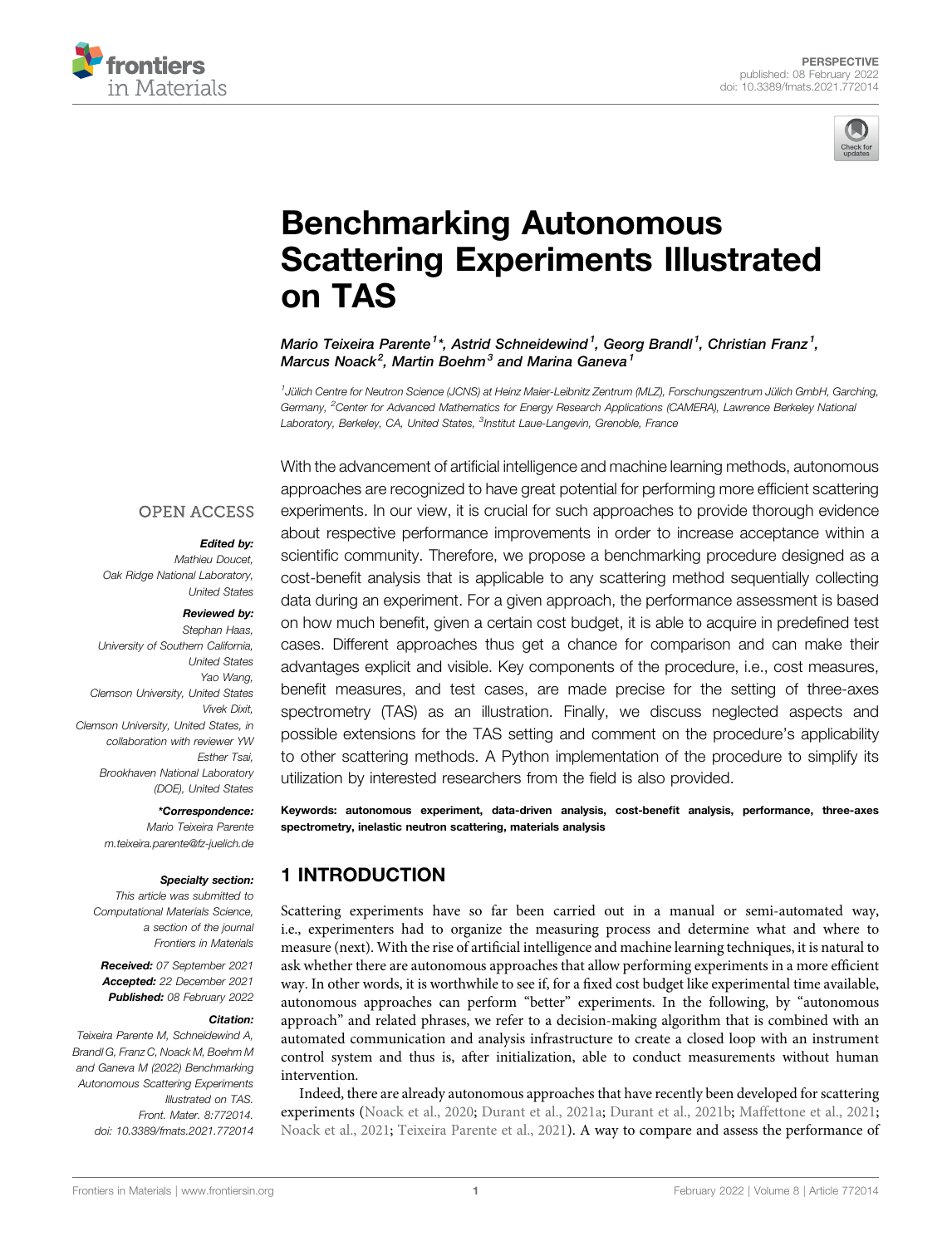PERSPECTIVE
published: 08 February 2022
doi: 10.3389/fmats.2021.772014

# Benchmarking Autonomous Scattering Experiments Illustrated on TAS

*Mario Teixeira Parente[1]\*, Astrid Schneidewind[1], Georg Brandl[1], Christian Franz[1], Marcus Noack[2], Martin Boehm[3] and Marina Ganeva[1]*

[1] Jülich Centre for Neutron Science (JCNS) at Heinz Maier-Leibnitz Zentrum (MLZ), Forschungszentrum Jülich GmbH, Garching, Germany, [2] Center for Advanced Mathematics for Energy Research Applications (CAMERA), Lawrence Berkeley National Laboratory, Berkeley, CA, United States, [3] Institut Laue-Langevin, Grenoble, France

OPEN ACCESS

**Edited by:**
Mathieu Doucet,
Oak Ridge National Laboratory,
United States

**Reviewed by:**
Stephan Haas,
University of Southern California,
United States
Yao Wang,
Clemson University, United States
Vivek Dixit,
Clemson University, United States, in collaboration with reviewer YW
Esther Tsai,
Brookhaven National Laboratory (DOE), United States

**\*Correspondence:**
Mario Teixeira Parente
m.teixeira.parente@fz-juelich.de

**Specialty section:**
This article was submitted to Computational Materials Science, a section of the journal Frontiers in Materials

**Received:** 07 September 2021
**Accepted:** 22 December 2021
**Published:** 08 February 2022

**Citation:**
Teixeira Parente M, Schneidewind A, Brandl G, Franz C, Noack M, Boehm M and Ganeva M (2022) Benchmarking Autonomous Scattering Experiments Illustrated on TAS. Front. Mater. 8:772014. doi: 10.3389/fmats.2021.772014

With the advancement of artificial intelligence and machine learning methods, autonomous approaches are recognized to have great potential for performing more efficient scattering experiments. In our view, it is crucial for such approaches to provide thorough evidence about respective performance improvements in order to increase acceptance within a scientific community. Therefore, we propose a benchmarking procedure designed as a cost-benefit analysis that is applicable to any scattering method sequentially collecting data during an experiment. For a given approach, the performance assessment is based on how much benefit, given a certain cost budget, it is able to acquire in predefined test cases. Different approaches thus get a chance for comparison and can make their advantages explicit and visible. Key components of the procedure, i.e., cost measures, benefit measures, and test cases, are made precise for the setting of three-axes spectrometry (TAS) as an illustration. Finally, we discuss neglected aspects and possible extensions for the TAS setting and comment on the procedure's applicability to other scattering methods. A Python implementation of the procedure to simplify its utilization by interested researchers from the field is also provided.

**Keywords: autonomous experiment, data-driven analysis, cost-benefit analysis, performance, three-axes spectrometry, inelastic neutron scattering, materials analysis**

## 1 INTRODUCTION

Scattering experiments have so far been carried out in a manual or semi-automated way, i.e., experimenters had to organize the measuring process and determine what and where to measure (next). With the rise of artificial intelligence and machine learning techniques, it is natural to ask whether there are autonomous approaches that allow performing experiments in a more efficient way. In other words, it is worthwhile to see if, for a fixed cost budget like experimental time available, autonomous approaches can perform "better" experiments. In the following, by "autonomous approach" and related phrases, we refer to a decision-making algorithm that is combined with an automated communication and analysis infrastructure to create a closed loop with an instrument control system and thus is, after initialization, able to conduct measurements without human intervention.

Indeed, there are already autonomous approaches that have recently been developed for scattering experiments (Noack et al., 2020; Durant et al., 2021a; Durant et al., 2021b; Maffettone et al., 2021; Noack et al., 2021; Teixeira Parente et al., 2021). A way to compare and assess the performance of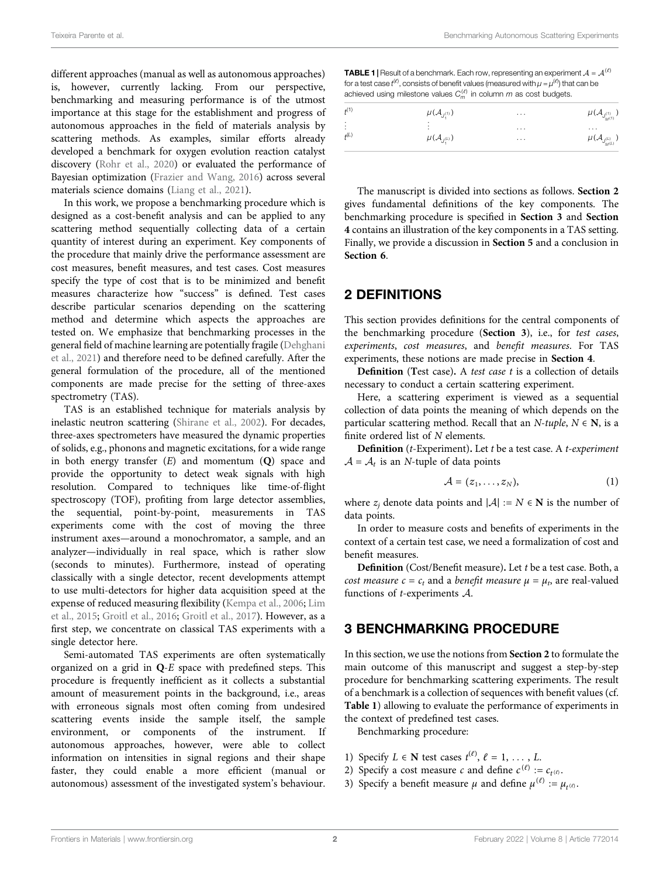different approaches (manual as well as autonomous approaches) is, however, currently lacking. From our perspective, benchmarking and measuring performance is of the utmost importance at this stage for the establishment and progress of autonomous approaches in the field of materials analysis by scattering methods. As examples, similar efforts already developed a benchmark for oxygen evolution reaction catalyst discovery (Rohr et al., 2020) or evaluated the performance of Bayesian optimization (Frazier and Wang, 2016) across several materials science domains (Liang et al., 2021).

In this work, we propose a benchmarking procedure which is designed as a cost-benefit analysis and can be applied to any scattering method sequentially collecting data of a certain quantity of interest during an experiment. Key components of the procedure that mainly drive the performance assessment are cost measures, benefit measures, and test cases. Cost measures specify the type of cost that is to be minimized and benefit measures characterize how "success" is defined. Test cases describe particular scenarios depending on the scattering method and determine which aspects the approaches are tested on. We emphasize that benchmarking processes in the general field of machine learning are potentially fragile (Dehghani et al., 2021) and therefore need to be defined carefully. After the general formulation of the procedure, all of the mentioned components are made precise for the setting of three-axes spectrometry (TAS).

TAS is an established technique for materials analysis by inelastic neutron scattering (Shirane et al., 2002). For decades, three-axes spectrometers have measured the dynamic properties of solids, e.g., phonons and magnetic excitations, for a wide range in both energy transfer ($E$) and momentum ($\mathbf{Q}$) space and provide the opportunity to detect weak signals with high resolution. Compared to techniques like time-of-flight spectroscopy (TOF), profiting from large detector assemblies, the sequential, point-by-point, measurements in TAS experiments come with the cost of moving the three instrument axes—around a monochromator, a sample, and an analyzer—individually in real space, which is rather slow (seconds to minutes). Furthermore, instead of operating classically with a single detector, recent developments attempt to use multi-detectors for higher data acquisition speed at the expense of reduced measuring flexibility (Kempa et al., 2006; Lim et al., 2015; Groitl et al., 2016; Groitl et al., 2017). However, as a first step, we concentrate on classical TAS experiments with a single detector here.

Semi-automated TAS experiments are often systematically organized on a grid in $\mathbf{Q}$-$E$ space with predefined steps. This procedure is frequently inefficient as it collects a substantial amount of measurement points in the background, i.e., areas with erroneous signals most often coming from undesired scattering events inside the sample itself, the sample environment, or components of the instrument. If autonomous approaches, however, were able to collect information on intensities in signal regions and their shape faster, they could enable a more efficient (manual or autonomous) assessment of the investigated system's behaviour.

**TABLE 1** | Result of a benchmark. Each row, representing an experiment $\mathcal{A} = \mathcal{A}^{(\ell)}$ for a test case $t^{(\ell)}$, consists of benefit values (measured with $\mu = \mu^{(\ell)}$) that can be achieved using milestone values $C_m^{(\ell)}$ in column $m$ as cost budgets.

| | | | |
|---|---|---|---|
| $t^{(1)}$ | $\mu(\mathcal{A}_{J_1^{(1)}})$ | $\ldots$ | $\mu(\mathcal{A}_{J_{M^{(1)}}^{(1)}})$ |
| $\vdots$ | $\vdots$ | $\ldots$ | $\ldots$ |
| $t^{(L)}$ | $\mu(\mathcal{A}_{J_1^{(L)}})$ | $\ldots$ | $\mu(\mathcal{A}_{J_{M^{(L)}}^{(L)}})$ |

The manuscript is divided into sections as follows. **Section 2** gives fundamental definitions of the key components. The benchmarking procedure is specified in **Section 3** and **Section 4** contains an illustration of the key components in a TAS setting. Finally, we provide a discussion in **Section 5** and a conclusion in **Section 6**.

## 2 DEFINITIONS

This section provides definitions for the central components of the benchmarking procedure (**Section 3**), i.e., for *test cases*, *experiments*, *cost measures*, and *benefit measures*. For TAS experiments, these notions are made precise in **Section 4**.

**Definition** (**T**est case)**.** A *test case* $t$ is a collection of details necessary to conduct a certain scattering experiment.

Here, a scattering experiment is viewed as a sequential collection of data points the meaning of which depends on the particular scattering method. Recall that an *N-tuple*, $N \in \mathbf{N}$, is a finite ordered list of $N$ elements.

**Definition** ($t$-Experiment)**.** Let $t$ be a test case. A *t-experiment* $\mathcal{A} = \mathcal{A}_t$ is an $N$-tuple of data points

$$\mathcal{A} = (z_1, \ldots, z_N), \tag{1}$$

where $z_j$ denote data points and $|\mathcal{A}| := N \in \mathbf{N}$ is the number of data points.

In order to measure costs and benefits of experiments in the context of a certain test case, we need a formalization of cost and benefit measures.

**Definition** (Cost/Benefit measure)**.** Let $t$ be a test case. Both, a *cost measure* $c = c_t$ and a *benefit measure* $\mu = \mu_t$, are real-valued functions of $t$-experiments $\mathcal{A}$.

## 3 BENCHMARKING PROCEDURE

In this section, we use the notions from **Section 2** to formulate the main outcome of this manuscript and suggest a step-by-step procedure for benchmarking scattering experiments. The result of a benchmark is a collection of sequences with benefit values (cf. **Table 1**) allowing to evaluate the performance of experiments in the context of predefined test cases.

Benchmarking procedure:

1) Specify $L \in \mathbf{N}$ test cases $t^{(\ell)}$, $\ell = 1, \ldots, L$.
2) Specify a cost measure $c$ and define $c^{(\ell)} := c_{t^{(\ell)}}$.
3) Specify a benefit measure $\mu$ and define $\mu^{(\ell)} := \mu_{t^{(\ell)}}$.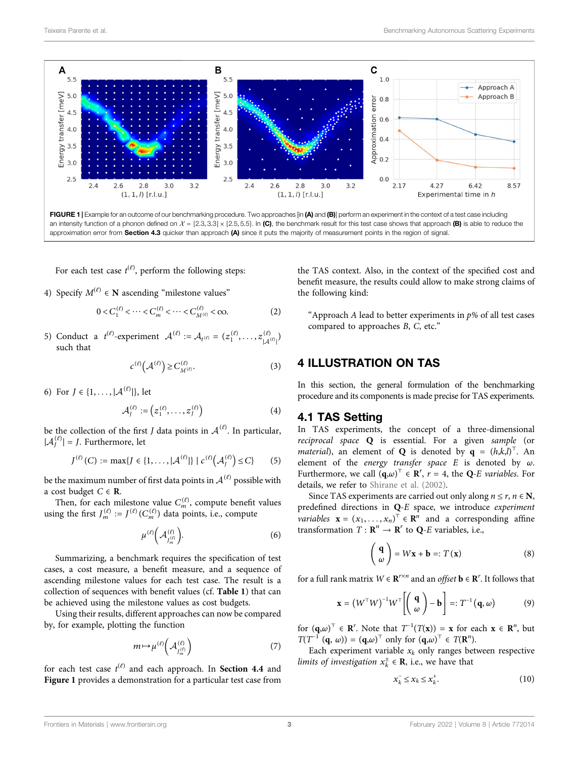FIGURE 1 | Example for an outcome of our benchmarking procedure. Two approaches [in **(A)** and **(B)**] perform an experiment in the context of a test case including an intensity function of a phonon defined on $\mathcal{X} = [2.3, 3.3] \times [2.5, 5.5]$. In **(C)**, the benchmark result for this test case shows that approach **(B)** is able to reduce the approximation error from **Section 4.3** quicker than approach **(A)** since it puts the majority of measurement points in the region of signal.

For each test case $t^{(\ell)}$, perform the following steps:

4) Specify $M^{(\ell)} \in \mathbf{N}$ ascending "milestone values"

$$0 < C_1^{(\ell)} < \cdots < C_m^{(\ell)} < \cdots < C_{M^{(\ell)}}^{(\ell)} < \infty. \tag{2}$$

5) Conduct a $t^{(\ell)}$-experiment $\mathcal{A}^{(\ell)} := \mathcal{A}_{t^{(\ell)}} = (z_1^{(\ell)}, \ldots, z_{|\mathcal{A}^{(\ell)}|}^{(\ell)})$ such that

$$c^{(\ell)}\left(\mathcal{A}^{(\ell)}\right) \geq C_{M^{(\ell)}}^{(\ell)}. \tag{3}$$

6) For $J \in \{1, \ldots, |\mathcal{A}^{(\ell)}|\}$, let

$$\mathcal{A}_J^{(\ell)} := \left(z_1^{(\ell)}, \ldots, z_J^{(\ell)}\right) \tag{4}$$

be the collection of the first $J$ data points in $\mathcal{A}^{(\ell)}$. In particular, $|\mathcal{A}_J^{(\ell)}| = J$. Furthermore, let

$$J^{(\ell)}(C) := \max\{J \in \{1, \ldots, |\mathcal{A}^{(\ell)}|\} \mid c^{(\ell)}\left(\mathcal{A}_J^{(\ell)}\right) \leq C\} \tag{5}$$

be the maximum number of first data points in $\mathcal{A}^{(\ell)}$ possible with a cost budget $C \in \mathbf{R}$.

Then, for each milestone value $C_m^{(\ell)}$, compute benefit values using the first $J_m^{(\ell)} := J^{(\ell)}(C_m^{(\ell)})$ data points, i.e., compute

$$\mu^{(\ell)}\left(\mathcal{A}_{J_m^{(\ell)}}^{(\ell)}\right). \tag{6}$$

Summarizing, a benchmark requires the specification of test cases, a cost measure, a benefit measure, and a sequence of ascending milestone values for each test case. The result is a collection of sequences with benefit values (cf. **Table 1**) that can be achieved using the milestone values as cost budgets.

Using their results, different approaches can now be compared by, for example, plotting the function

$$m \mapsto \mu^{(\ell)}\left(\mathcal{A}_{J_m^{(\ell)}}^{(\ell)}\right) \tag{7}$$

for each test case $t^{(\ell)}$ and each approach. In **Section 4.4** and **Figure 1** provides a demonstration for a particular test case from the TAS context. Also, in the context of the specified cost and benefit measure, the results could allow to make strong claims of the following kind:

> "Approach $A$ lead to better experiments in $p\%$ of all test cases compared to approaches $B$, $C$, etc."

# 4 ILLUSTRATION ON TAS

In this section, the general formulation of the benchmarking procedure and its components is made precise for TAS experiments.

## 4.1 TAS Setting

In TAS experiments, the concept of a three-dimensional *reciprocal space* $\mathbf{Q}$ is essential. For a given *sample* (or *material*), an element of $\mathbf{Q}$ is denoted by $\mathbf{q} = (h,k,l)^\top$. An element of the *energy transfer space* $E$ is denoted by $\omega$. Furthermore, we call $(\mathbf{q},\omega)^\top \in \mathbf{R}^r$, $r = 4$, the $\mathbf{Q}$-$E$ *variables*. For details, we refer to Shirane et al. (2002).

Since TAS experiments are carried out only along $n \leq r$, $n \in \mathbf{N}$, predefined directions in $\mathbf{Q}$-$E$ space, we introduce *experiment variables* $\mathbf{x} = (x_1, \ldots, x_n)^\top \in \mathbf{R}^n$ and a corresponding affine transformation $T : \mathbf{R}^n \to \mathbf{R}^r$ to $\mathbf{Q}$-$E$ variables, i.e.,

$$\begin{pmatrix} \mathbf{q} \\ \omega \end{pmatrix} = W\mathbf{x} + \mathbf{b} =: T(\mathbf{x}) \tag{8}$$

for a full rank matrix $W \in \mathbf{R}^{r \times n}$ and an *offset* $\mathbf{b} \in \mathbf{R}^r$. It follows that

$$\mathbf{x} = \left(W^\top W\right)^{-1} W^\top \left[\begin{pmatrix} \mathbf{q} \\ \omega \end{pmatrix} - \mathbf{b}\right] =: T^{-1}(\mathbf{q}, \omega) \tag{9}$$

for $(\mathbf{q},\omega)^\top \in \mathbf{R}^r$. Note that $T^{-1}(T(\mathbf{x})) = \mathbf{x}$ for each $\mathbf{x} \in \mathbf{R}^n$, but $T(T^{-1}(\mathbf{q}, \omega)) = (\mathbf{q},\omega)^\top$ only for $(\mathbf{q},\omega)^\top \in T(\mathbf{R}^n)$.

Each experiment variable $x_k$ only ranges between respective *limits of investigation* $x_k^\pm \in \mathbf{R}$, i.e., we have that

$$x_k^- \leq x_k \leq x_k^+. \tag{10}$$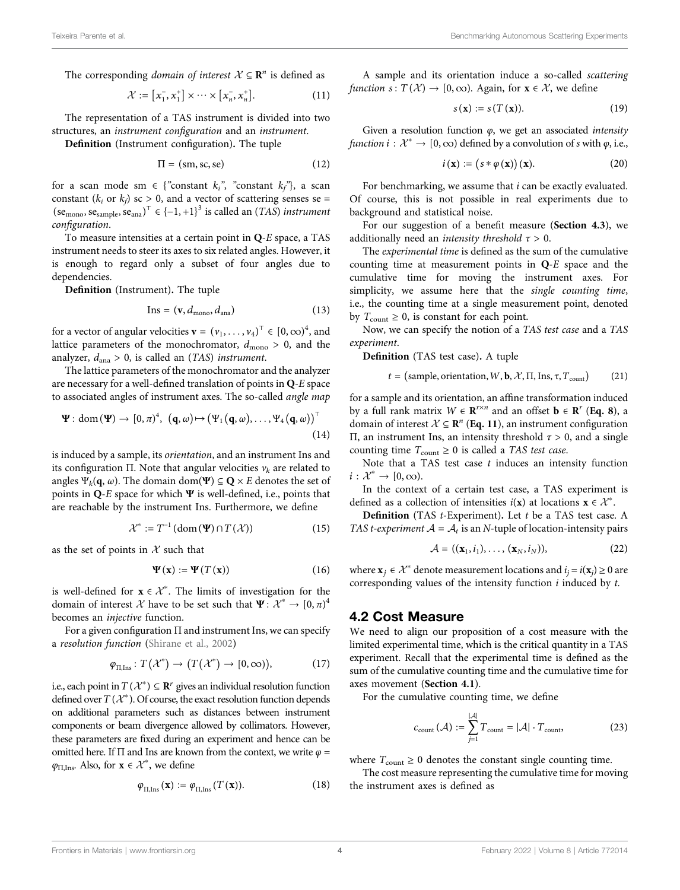The corresponding *domain of interest* $\mathcal{X} \subseteq \mathbf{R}^n$ is defined as

$$\mathcal{X} := [x_1^-, x_1^+] \times \cdots \times [x_n^-, x_n^+]. \tag{11}$$

The representation of a TAS instrument is divided into two structures, an *instrument configuration* and an *instrument*.

**Definition** (Instrument configuration). The tuple

$$\Pi = (\mathrm{sm}, \mathrm{sc}, \mathrm{se}) \tag{12}$$

for a scan mode sm $\in$ {"constant $k_i$", "constant $k_f$"}, a scan constant ($k_i$ or $k_f$) sc $> 0$, and a vector of scattering senses se $= (\mathrm{se}_{\mathrm{mono}}, \mathrm{se}_{\mathrm{sample}}, \mathrm{se}_{\mathrm{ana}})^\top \in \{-1, +1\}^3$ is called an (*TAS*) *instrument configuration*.

To measure intensities at a certain point in **Q**-*E* space, a TAS instrument needs to steer its axes to six related angles. However, it is enough to regard only a subset of four angles due to dependencies.

**Definition** (Instrument). The tuple

$$\mathrm{Ins} = (\mathbf{v}, d_{\mathrm{mono}}, d_{\mathrm{ana}}) \tag{13}$$

for a vector of angular velocities $\mathbf{v} = (v_1, \ldots, v_4)^\top \in [0, \infty)^4$, and lattice parameters of the monochromator, $d_{\mathrm{mono}} > 0$, and the analyzer, $d_{\mathrm{ana}} > 0$, is called an (*TAS*) *instrument*.

The lattice parameters of the monochromator and the analyzer are necessary for a well-defined translation of points in **Q**-*E* space to associated angles of instrument axes. The so-called *angle map*

$$\mathbf{\Psi}: \mathrm{dom}(\mathbf{\Psi}) \to [0, \pi)^4, \ (\mathbf{q}, \omega) \mapsto (\Psi_1(\mathbf{q}, \omega), \ldots, \Psi_4(\mathbf{q}, \omega))^\top \tag{14}$$

is induced by a sample, its *orientation*, and an instrument Ins and its configuration $\Pi$. Note that angular velocities $v_k$ are related to angles $\Psi_k(\mathbf{q}, \omega)$. The domain $\mathrm{dom}(\mathbf{\Psi}) \subseteq \mathbf{Q} \times E$ denotes the set of points in **Q**-*E* space for which $\mathbf{\Psi}$ is well-defined, i.e., points that are reachable by the instrument Ins. Furthermore, we define

$$\mathcal{X}^* := T^{-1}(\mathrm{dom}(\mathbf{\Psi}) \cap T(\mathcal{X})) \tag{15}$$

as the set of points in $\mathcal{X}$ such that

$$\mathbf{\Psi}(\mathbf{x}) := \mathbf{\Psi}(T(\mathbf{x})) \tag{16}$$

is well-defined for $\mathbf{x} \in \mathcal{X}^*$. The limits of investigation for the domain of interest $\mathcal{X}$ have to be set such that $\mathbf{\Psi}: \mathcal{X}^* \to [0, \pi)^4$ becomes an *injective* function.

For a given configuration $\Pi$ and instrument Ins, we can specify a *resolution function* (Shirane et al., 2002)

$$\varphi_{\Pi, \mathrm{Ins}}: T(\mathcal{X}^*) \to (T(\mathcal{X}^*) \to [0, \infty)), \tag{17}$$

i.e., each point in $T(\mathcal{X}^*) \subseteq \mathbf{R}^r$ gives an individual resolution function defined over $T(\mathcal{X}^*)$. Of course, the exact resolution function depends on additional parameters such as distances between instrument components or beam divergence allowed by collimators. However, these parameters are fixed during an experiment and hence can be omitted here. If $\Pi$ and Ins are known from the context, we write $\varphi = \varphi_{\Pi, \mathrm{Ins}}$. Also, for $\mathbf{x} \in \mathcal{X}^*$, we define

$$\varphi_{\Pi, \mathrm{Ins}}(\mathbf{x}) := \varphi_{\Pi, \mathrm{Ins}}(T(\mathbf{x})). \tag{18}$$

A sample and its orientation induce a so-called *scattering function* $s: T(\mathcal{X}) \to [0, \infty)$. Again, for $\mathbf{x} \in \mathcal{X}$, we define

$$s(\mathbf{x}) := s(T(\mathbf{x})). \tag{19}$$

Given a resolution function $\varphi$, we get an associated *intensity function* $i: \mathcal{X}^* \to [0, \infty)$ defined by a convolution of $s$ with $\varphi$, i.e.,

$$i(\mathbf{x}) := (s * \varphi(\mathbf{x}))(\mathbf{x}). \tag{20}$$

For benchmarking, we assume that $i$ can be exactly evaluated. Of course, this is not possible in real experiments due to background and statistical noise.

For our suggestion of a benefit measure (**Section 4.3**), we additionally need an *intensity threshold* $\tau > 0$.

The *experimental time* is defined as the sum of the cumulative counting time at measurement points in **Q**-*E* space and the cumulative time for moving the instrument axes. For simplicity, we assume here that the *single counting time*, i.e., the counting time at a single measurement point, denoted by $T_{\mathrm{count}} \geq 0$, is constant for each point.

Now, we can specify the notion of a *TAS test case* and a *TAS experiment*.

**Definition** (TAS test case). A tuple

$$t = (\mathrm{sample}, \mathrm{orientation}, W, \mathbf{b}, \mathcal{X}, \Pi, \mathrm{Ins}, \tau, T_{\mathrm{count}}) \tag{21}$$

for a sample and its orientation, an affine transformation induced by a full rank matrix $W \in \mathbf{R}^{r \times n}$ and an offset $\mathbf{b} \in \mathbf{R}^r$ (**Eq. 8**), a domain of interest $\mathcal{X} \subseteq \mathbf{R}^n$ (**Eq. 11**), an instrument configuration $\Pi$, an instrument Ins, an intensity threshold $\tau > 0$, and a single counting time $T_{\mathrm{count}} \geq 0$ is called a *TAS test case*.

Note that a TAS test case $t$ induces an intensity function $i: \mathcal{X}^* \to [0, \infty)$.

In the context of a certain test case, a TAS experiment is defined as a collection of intensities $i(\mathbf{x})$ at locations $\mathbf{x} \in \mathcal{X}^*$.

**Definition** (TAS *t*-Experiment). Let $t$ be a TAS test case. A *TAS t-experiment* $\mathcal{A} = \mathcal{A}_t$ is an *N*-tuple of location-intensity pairs

$$\mathcal{A} = ((\mathbf{x}_1, i_1), \ldots, (\mathbf{x}_N, i_N)), \tag{22}$$

where $\mathbf{x}_j \in \mathcal{X}^*$ denote measurement locations and $i_j = i(\mathbf{x}_j) \geq 0$ are corresponding values of the intensity function $i$ induced by $t$.

## 4.2 Cost Measure

We need to align our proposition of a cost measure with the limited experimental time, which is the critical quantity in a TAS experiment. Recall that the experimental time is defined as the sum of the cumulative counting time and the cumulative time for axes movement (**Section 4.1**).

For the cumulative counting time, we define

$$c_{\mathrm{count}}(\mathcal{A}) := \sum_{j=1}^{|\mathcal{A}|} T_{\mathrm{count}} = |\mathcal{A}| \cdot T_{\mathrm{count}}, \tag{23}$$

where $T_{\mathrm{count}} \geq 0$ denotes the constant single counting time.

The cost measure representing the cumulative time for moving the instrument axes is defined as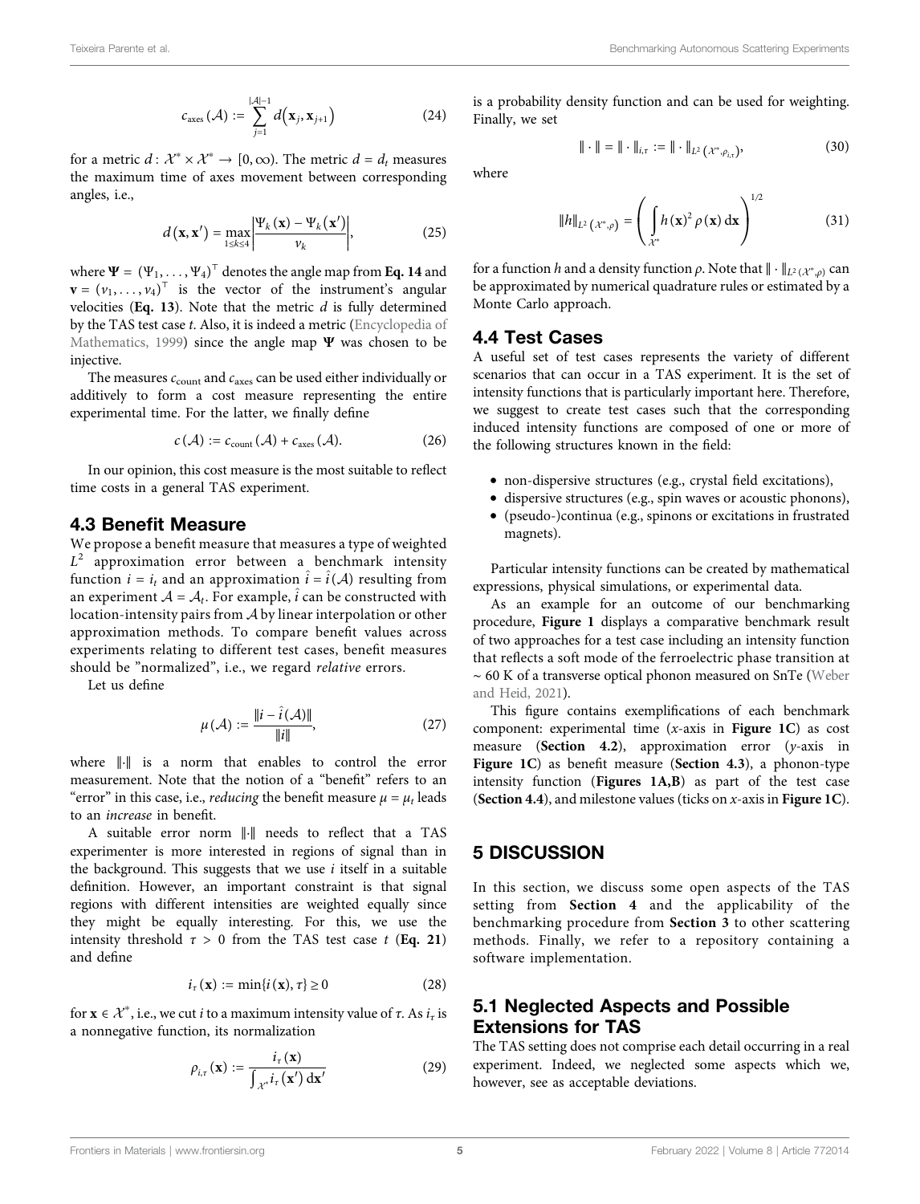$$c_{\text{axes}}(\mathcal{A}) := \sum_{j=1}^{|\mathcal{A}|-1} d\left(\mathbf{x}_j, \mathbf{x}_{j+1}\right) \tag{24}$$

for a metric $d : \mathcal{X}^* \times \mathcal{X}^* \to [0, \infty)$. The metric $d = d_t$ measures the maximum time of axes movement between corresponding angles, i.e.,

$$d\left(\mathbf{x}, \mathbf{x}'\right) = \max_{1 \le k \le 4} \left| \frac{\Psi_k(\mathbf{x}) - \Psi_k\left(\mathbf{x}'\right)}{v_k} \right|, \tag{25}$$

where $\mathbf{\Psi} = (\Psi_1, \ldots, \Psi_4)^\top$ denotes the angle map from **Eq. 14** and $\mathbf{v} = (v_1, \ldots, v_4)^\top$ is the vector of the instrument's angular velocities (**Eq. 13**). Note that the metric $d$ is fully determined by the TAS test case $t$. Also, it is indeed a metric (Encyclopedia of Mathematics, 1999) since the angle map $\mathbf{\Psi}$ was chosen to be injective.

The measures $c_{\text{count}}$ and $c_{\text{axes}}$ can be used either individually or additively to form a cost measure representing the entire experimental time. For the latter, we finally define

$$c(\mathcal{A}) := c_{\text{count}}(\mathcal{A}) + c_{\text{axes}}(\mathcal{A}). \tag{26}$$

In our opinion, this cost measure is the most suitable to reflect time costs in a general TAS experiment.

## 4.3 Benefit Measure

We propose a benefit measure that measures a type of weighted $L^2$ approximation error between a benchmark intensity function $i = i_t$ and an approximation $\hat{i} = \hat{i}(\mathcal{A})$ resulting from an experiment $\mathcal{A} = \mathcal{A}_t$. For example, $\hat{i}$ can be constructed with location-intensity pairs from $\mathcal{A}$ by linear interpolation or other approximation methods. To compare benefit values across experiments relating to different test cases, benefit measures should be "normalized", i.e., we regard *relative* errors.

Let us define

$$\mu(\mathcal{A}) := \frac{\|i - \hat{i}(\mathcal{A})\|}{\|i\|}, \tag{27}$$

where $\|\cdot\|$ is a norm that enables to control the error measurement. Note that the notion of a "benefit" refers to an "error" in this case, i.e., *reducing* the benefit measure $\mu = \mu_t$ leads to an *increase* in benefit.

A suitable error norm $\|\cdot\|$ needs to reflect that a TAS experimenter is more interested in regions of signal than in the background. This suggests that we use $i$ itself in a suitable definition. However, an important constraint is that signal regions with different intensities are weighted equally since they might be equally interesting. For this, we use the intensity threshold $\tau > 0$ from the TAS test case $t$ (**Eq. 21**) and define

$$i_\tau(\mathbf{x}) := \min\{i(\mathbf{x}), \tau\} \ge 0 \tag{28}$$

for $\mathbf{x} \in \mathcal{X}^*$, i.e., we cut $i$ to a maximum intensity value of $\tau$. As $i_\tau$ is a nonnegative function, its normalization

$$\rho_{i,\tau}(\mathbf{x}) := \frac{i_\tau(\mathbf{x})}{\int_{\mathcal{X}^*} i_\tau\left(\mathbf{x}'\right) \mathrm{d}\mathbf{x}'} \tag{29}$$

is a probability density function and can be used for weighting. Finally, we set

$$\|\cdot\| = \|\cdot\|_{i,\tau} := \|\cdot\|_{L^2\left(\mathcal{X}^*, \rho_{i,\tau}\right)}, \tag{30}$$

where

$$\|h\|_{L^2\left(\mathcal{X}^*, \rho\right)} = \left( \int_{\mathcal{X}^*} h(\mathbf{x})^2 \rho(\mathbf{x}) \, \mathrm{d}\mathbf{x} \right)^{1/2} \tag{31}$$

for a function $h$ and a density function $\rho$. Note that $\|\cdot\|_{L^2(\mathcal{X}^*, \rho)}$ can be approximated by numerical quadrature rules or estimated by a Monte Carlo approach.

## 4.4 Test Cases

A useful set of test cases represents the variety of different scenarios that can occur in a TAS experiment. It is the set of intensity functions that is particularly important here. Therefore, we suggest to create test cases such that the corresponding induced intensity functions are composed of one or more of the following structures known in the field:

- non-dispersive structures (e.g., crystal field excitations),
- dispersive structures (e.g., spin waves or acoustic phonons),
- (pseudo-)continua (e.g., spinons or excitations in frustrated magnets).

Particular intensity functions can be created by mathematical expressions, physical simulations, or experimental data.

As an example for an outcome of our benchmarking procedure, **Figure 1** displays a comparative benchmark result of two approaches for a test case including an intensity function that reflects a soft mode of the ferroelectric phase transition at ~ 60 K of a transverse optical phonon measured on SnTe (Weber and Heid, 2021).

This figure contains exemplifications of each benchmark component: experimental time ($x$-axis in **Figure 1C**) as cost measure (**Section 4.2**), approximation error ($y$-axis in **Figure 1C**) as benefit measure (**Section 4.3**), a phonon-type intensity function (**Figures 1A,B**) as part of the test case (**Section 4.4**), and milestone values (ticks on $x$-axis in **Figure 1C**).

# 5 DISCUSSION

In this section, we discuss some open aspects of the TAS setting from **Section 4** and the applicability of the benchmarking procedure from **Section 3** to other scattering methods. Finally, we refer to a repository containing a software implementation.

## 5.1 Neglected Aspects and Possible Extensions for TAS

The TAS setting does not comprise each detail occurring in a real experiment. Indeed, we neglected some aspects which we, however, see as acceptable deviations.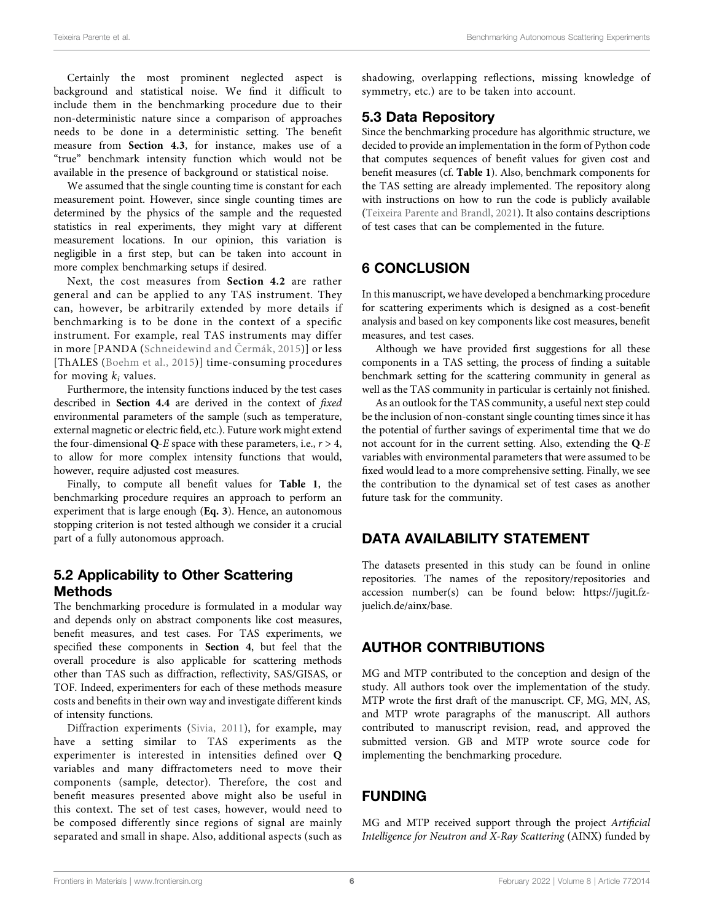Certainly the most prominent neglected aspect is background and statistical noise. We find it difficult to include them in the benchmarking procedure due to their non-deterministic nature since a comparison of approaches needs to be done in a deterministic setting. The benefit measure from **Section 4.3**, for instance, makes use of a "true" benchmark intensity function which would not be available in the presence of background or statistical noise.

We assumed that the single counting time is constant for each measurement point. However, since single counting times are determined by the physics of the sample and the requested statistics in real experiments, they might vary at different measurement locations. In our opinion, this variation is negligible in a first step, but can be taken into account in more complex benchmarking setups if desired.

Next, the cost measures from **Section 4.2** are rather general and can be applied to any TAS instrument. They can, however, be arbitrarily extended by more details if benchmarking is to be done in the context of a specific instrument. For example, real TAS instruments may differ in more [PANDA (Schneidewind and Čermák, 2015)] or less [ThALES (Boehm et al., 2015)] time-consuming procedures for moving $k_i$ values.

Furthermore, the intensity functions induced by the test cases described in **Section 4.4** are derived in the context of *fixed* environmental parameters of the sample (such as temperature, external magnetic or electric field, etc.). Future work might extend the four-dimensional **Q**-$E$ space with these parameters, i.e., $r > 4$, to allow for more complex intensity functions that would, however, require adjusted cost measures.

Finally, to compute all benefit values for **Table 1**, the benchmarking procedure requires an approach to perform an experiment that is large enough (**Eq. 3**). Hence, an autonomous stopping criterion is not tested although we consider it a crucial part of a fully autonomous approach.

## 5.2 Applicability to Other Scattering Methods

The benchmarking procedure is formulated in a modular way and depends only on abstract components like cost measures, benefit measures, and test cases. For TAS experiments, we specified these components in **Section 4**, but feel that the overall procedure is also applicable for scattering methods other than TAS such as diffraction, reflectivity, SAS/GISAS, or TOF. Indeed, experimenters for each of these methods measure costs and benefits in their own way and investigate different kinds of intensity functions.

Diffraction experiments (Sivia, 2011), for example, may have a setting similar to TAS experiments as the experimenter is interested in intensities defined over **Q** variables and many diffractometers need to move their components (sample, detector). Therefore, the cost and benefit measures presented above might also be useful in this context. The set of test cases, however, would need to be composed differently since regions of signal are mainly separated and small in shape. Also, additional aspects (such as shadowing, overlapping reflections, missing knowledge of symmetry, etc.) are to be taken into account.

## 5.3 Data Repository

Since the benchmarking procedure has algorithmic structure, we decided to provide an implementation in the form of Python code that computes sequences of benefit values for given cost and benefit measures (cf. **Table 1**). Also, benchmark components for the TAS setting are already implemented. The repository along with instructions on how to run the code is publicly available (Teixeira Parente and Brandl, 2021). It also contains descriptions of test cases that can be complemented in the future.

# 6 CONCLUSION

In this manuscript, we have developed a benchmarking procedure for scattering experiments which is designed as a cost-benefit analysis and based on key components like cost measures, benefit measures, and test cases.

Although we have provided first suggestions for all these components in a TAS setting, the process of finding a suitable benchmark setting for the scattering community in general as well as the TAS community in particular is certainly not finished.

As an outlook for the TAS community, a useful next step could be the inclusion of non-constant single counting times since it has the potential of further savings of experimental time that we do not account for in the current setting. Also, extending the **Q**-$E$ variables with environmental parameters that were assumed to be fixed would lead to a more comprehensive setting. Finally, we see the contribution to the dynamical set of test cases as another future task for the community.

# DATA AVAILABILITY STATEMENT

The datasets presented in this study can be found in online repositories. The names of the repository/repositories and accession number(s) can be found below: https://jugit.fz-juelich.de/ainx/base.

# AUTHOR CONTRIBUTIONS

MG and MTP contributed to the conception and design of the study. All authors took over the implementation of the study. MTP wrote the first draft of the manuscript. CF, MG, MN, AS, and MTP wrote paragraphs of the manuscript. All authors contributed to manuscript revision, read, and approved the submitted version. GB and MTP wrote source code for implementing the benchmarking procedure.

# FUNDING

MG and MTP received support through the project *Artificial Intelligence for Neutron and X-Ray Scattering* (AINX) funded by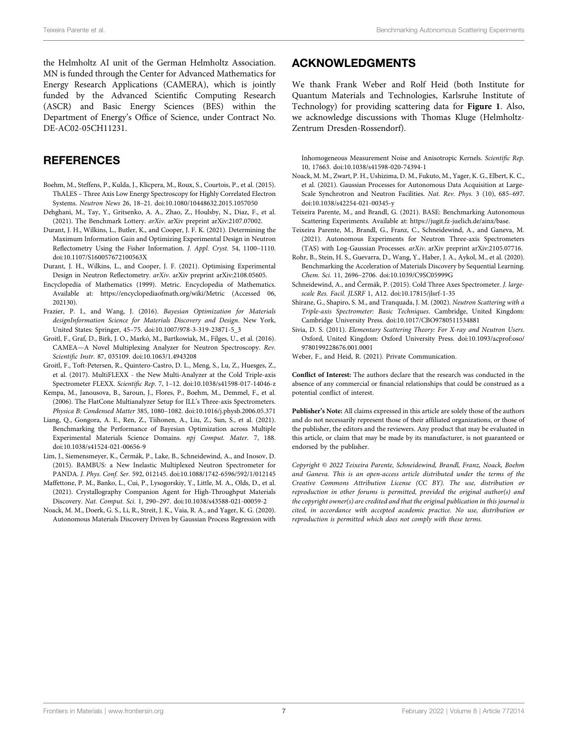the Helmholtz AI unit of the German Helmholtz Association. MN is funded through the Center for Advanced Mathematics for Energy Research Applications (CAMERA), which is jointly funded by the Advanced Scientific Computing Research (ASCR) and Basic Energy Sciences (BES) within the Department of Energy's Office of Science, under Contract No. DE-AC02-05CH11231.

## ACKNOWLEDGMENTS

We thank Frank Weber and Rolf Heid (both Institute for Quantum Materials and Technologies, Karlsruhe Institute of Technology) for providing scattering data for **Figure 1**. Also, we acknowledge discussions with Thomas Kluge (Helmholtz-Zentrum Dresden-Rossendorf).

## REFERENCES

Boehm, M., Steffens, P., Kulda, J., Klicpera, M., Roux, S., Courtois, P., et al. (2015). ThALES – Three Axis Low Energy Spectroscopy for Highly Correlated Electron Systems. *Neutron News* 26, 18–21. doi:10.1080/10448632.2015.1057050

Dehghani, M., Tay, Y., Gritsenko, A. A., Zhao, Z., Houlsby, N., Diaz, F., et al. (2021). The Benchmark Lottery. *arXiv*. arXiv preprint arXiv:2107.07002.

Durant, J. H., Wilkins, L., Butler, K., and Cooper, J. F. K. (2021). Determining the Maximum Information Gain and Optimizing Experimental Design in Neutron Reflectometry Using the Fisher Information. *J. Appl. Cryst.* 54, 1100–1110. doi:10.1107/S160057672100563X

Durant, J. H., Wilkins, L., and Cooper, J. F. (2021). Optimising Experimental Design in Neutron Reflectometry. *arXiv*. arXiv preprint arXiv:2108.05605.

Encyclopedia of Mathematics (1999). Metric. Encyclopedia of Mathematics. Available at: https://encyclopediaofmath.org/wiki/Metric (Accessed 06, 202130).

Frazier, P. I., and Wang, J. (2016). *Bayesian Optimization for Materials designInformation Science for Materials Discovery and Design*. New York, United States: Springer, 45–75. doi:10.1007/978-3-319-23871-5_3

Groitl, F., Graf, D., Birk, J. O., Markó, M., Bartkowiak, M., Filges, U., et al. (2016). CAMEA—A Novel Multiplexing Analyzer for Neutron Spectroscopy. *Rev. Scientific Instr.* 87, 035109. doi:10.1063/1.4943208

Groitl, F., Toft-Petersen, R., Quintero-Castro, D. L., Meng, S., Lu, Z., Huesges, Z., et al. (2017). MultiFLEXX - the New Multi-Analyzer at the Cold Triple-axis Spectrometer FLEXX. *Scientific Rep.* 7, 1–12. doi:10.1038/s41598-017-14046-z

Kempa, M., Janousova, B., Saroun, J., Flores, P., Boehm, M., Demmel, F., et al. (2006). The FlatCone Multianalyzer Setup for ILL's Three-axis Spectrometers. *Physica B: Condensed Matter* 385, 1080–1082. doi:10.1016/j.physb.2006.05.371

Liang, Q., Gongora, A. E., Ren, Z., Tiihonen, A., Liu, Z., Sun, S., et al. (2021). Benchmarking the Performance of Bayesian Optimization across Multiple Experimental Materials Science Domains. *npj Comput. Mater.* 7, 188. doi:10.1038/s41524-021-00656-9

Lim, J., Siemensmeyer, K., Čermák, P., Lake, B., Schneidewind, A., and Inosov, D. (2015). BAMBUS: a New Inelastic Multiplexed Neutron Spectrometer for PANDA. *J. Phys. Conf. Ser.* 592, 012145. doi:10.1088/1742-6596/592/1/012145

Maffettone, P. M., Banko, L., Cui, P., Lysogorskiy, Y., Little, M. A., Olds, D., et al. (2021). Crystallography Companion Agent for High-Throughput Materials Discovery. *Nat. Comput. Sci.* 1, 290–297. doi:10.1038/s43588-021-00059-2

Noack, M. M., Doerk, G. S., Li, R., Streit, J. K., Vaia, R. A., and Yager, K. G. (2020). Autonomous Materials Discovery Driven by Gaussian Process Regression with Inhomogeneous Measurement Noise and Anisotropic Kernels. *Scientific Rep.* 10, 17663. doi:10.1038/s41598-020-74394-1

Noack, M. M., Zwart, P. H., Ushizima, D. M., Fukuto, M., Yager, K. G., Elbert, K. C., et al. (2021). Gaussian Processes for Autonomous Data Acquisition at Large-Scale Synchrotron and Neutron Facilities. *Nat. Rev. Phys.* 3 (10), 685–697. doi:10.1038/s42254-021-00345-y

Teixeira Parente, M., and Brandl, G. (2021). BASE: Benchmarking Autonomous Scattering Experiments. Available at: https://jugit.fz-juelich.de/ainx/base.

Teixeira Parente, M., Brandl, G., Franz, C., Schneidewind, A., and Ganeva, M. (2021). Autonomous Experiments for Neutron Three-axis Spectrometers (TAS) with Log-Gaussian Processes. *arXiv*. arXiv preprint arXiv:2105.07716.

Rohr, B., Stein, H. S., Guevarra, D., Wang, Y., Haber, J. A., Aykol, M., et al. (2020). Benchmarking the Acceleration of Materials Discovery by Sequential Learning. *Chem. Sci.* 11, 2696–2706. doi:10.1039/C9SC05999G

Schneidewind, A., and Čermák, P. (2015). Cold Three Axes Spectrometer. *J. large-scale Res. Facil. JLSRF* 1, A12. doi:10.17815/jlsrf-1-35

Shirane, G., Shapiro, S. M., and Tranquada, J. M. (2002). *Neutron Scattering with a Triple-axis Spectrometer: Basic Techniques*. Cambridge, United Kingdom: Cambridge University Press. doi:10.1017/CBO9780511534881

Sivia, D. S. (2011). *Elementary Scattering Theory: For X-ray and Neutron Users*. Oxford, United Kingdom: Oxford University Press. doi:10.1093/acprof:oso/9780199228676.001.0001

Weber, F., and Heid, R. (2021). Private Communication.

**Conflict of Interest:** The authors declare that the research was conducted in the absence of any commercial or financial relationships that could be construed as a potential conflict of interest.

**Publisher's Note:** All claims expressed in this article are solely those of the authors and do not necessarily represent those of their affiliated organizations, or those of the publisher, the editors and the reviewers. Any product that may be evaluated in this article, or claim that may be made by its manufacturer, is not guaranteed or endorsed by the publisher.

*Copyright © 2022 Teixeira Parente, Schneidewind, Brandl, Franz, Noack, Boehm and Ganeva. This is an open-access article distributed under the terms of the Creative Commons Attribution License (CC BY). The use, distribution or reproduction in other forums is permitted, provided the original author(s) and the copyright owner(s) are credited and that the original publication in this journal is cited, in accordance with accepted academic practice. No use, distribution or reproduction is permitted which does not comply with these terms.*